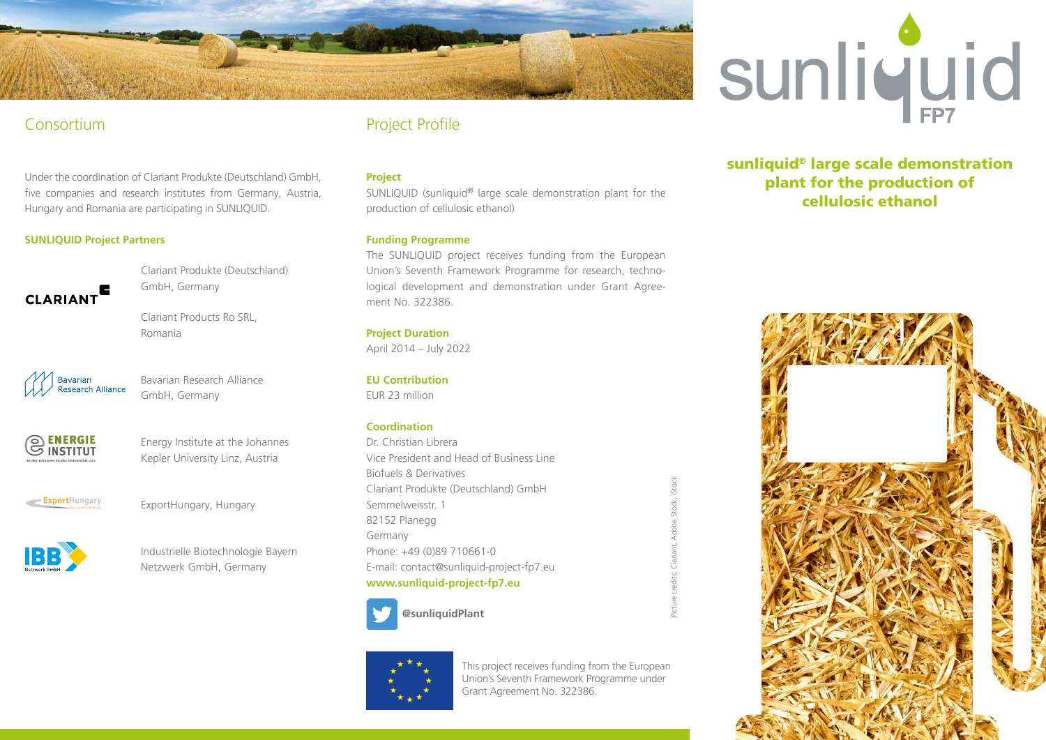## Consortium

Under the coordination of Clariant Produkte (Deutschland) GmbH, five companies and research institutes from Germany, Austria, Hungary and Romania are participating in SUNLIQUID.

**SUNLIQUID Project Partners**

CLARIANT

Clariant Produkte (Deutschland) GmbH, Germany

Clariant Products Ro SRL, Romania

Bavarian Research Alliance

Bavarian Research Alliance GmbH, Germany

ENERGIE INSTITUT

Energy Institute at the Johannes Kepler University Linz, Austria

ExportHungary

ExportHungary, Hungary

IBB Netzwerk GmbH

Industrielle Biotechnologie Bayern Netzwerk GmbH, Germany

## Project Profile

**Project**

SUNLIQUID (sunliquid® large scale demonstration plant for the production of cellulosic ethanol)

**Funding Programme**

The SUNLIQUID project receives funding from the European Union's Seventh Framework Programme for research, technological development and demonstration under Grant Agreement No. 322386.

**Project Duration**

April 2014 – July 2022

**EU Contribution**

EUR 23 million

**Coordination**

Dr. Christian Librera
Vice President and Head of Business Line
Biofuels & Derivatives
Clariant Produkte (Deutschland) GmbH
Semmelweisstr. 1
82152 Planegg
Germany
Phone: +49 (0)89 710661-0
E-mail: contact@sunliquid-project-fp7.eu
**www.sunliquid-project-fp7.eu**

**@sunliquidPlant**

This project receives funding from the European Union's Seventh Framework Programme under Grant Agreement No. 322386.

Picture credits: Clariant, Adobe Stock, iStock

# sunliquid FP7

## sunliquid® large scale demonstration plant for the production of cellulosic ethanol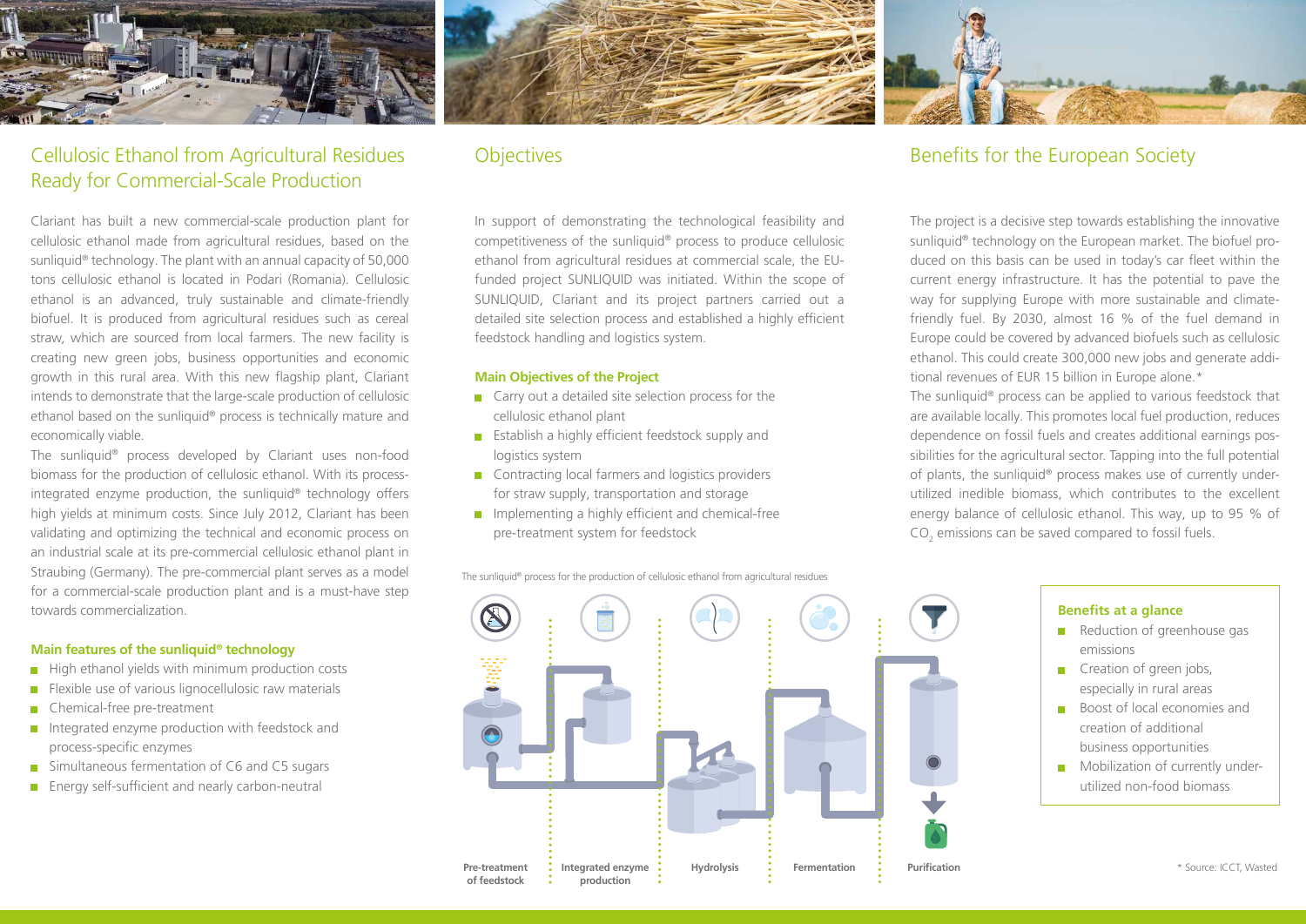## Cellulosic Ethanol from Agricultural Residues Ready for Commercial-Scale Production

Clariant has built a new commercial-scale production plant for cellulosic ethanol made from agricultural residues, based on the sunliquid® technology. The plant with an annual capacity of 50,000 tons cellulosic ethanol is located in Podari (Romania). Cellulosic ethanol is an advanced, truly sustainable and climate-friendly biofuel. It is produced from agricultural residues such as cereal straw, which are sourced from local farmers. The new facility is creating new green jobs, business opportunities and economic growth in this rural area. With this new flagship plant, Clariant intends to demonstrate that the large-scale production of cellulosic ethanol based on the sunliquid® process is technically mature and economically viable.

The sunliquid® process developed by Clariant uses non-food biomass for the production of cellulosic ethanol. With its process-integrated enzyme production, the sunliquid® technology offers high yields at minimum costs. Since July 2012, Clariant has been validating and optimizing the technical and economic process on an industrial scale at its pre-commercial cellulosic ethanol plant in Straubing (Germany). The pre-commercial plant serves as a model for a commercial-scale production plant and is a must-have step towards commercialization.

**Main features of the sunliquid® technology**

- High ethanol yields with minimum production costs
- Flexible use of various lignocellulosic raw materials
- Chemical-free pre-treatment
- Integrated enzyme production with feedstock and process-specific enzymes
- Simultaneous fermentation of C6 and C5 sugars
- Energy self-sufficient and nearly carbon-neutral

## Objectives

In support of demonstrating the technological feasibility and competitiveness of the sunliquid® process to produce cellulosic ethanol from agricultural residues at commercial scale, the EU-funded project SUNLIQUID was initiated. Within the scope of SUNLIQUID, Clariant and its project partners carried out a detailed site selection process and established a highly efficient feedstock handling and logistics system.

**Main Objectives of the Project**

- Carry out a detailed site selection process for the cellulosic ethanol plant
- Establish a highly efficient feedstock supply and logistics system
- Contracting local farmers and logistics providers for straw supply, transportation and storage
- Implementing a highly efficient and chemical-free pre-treatment system for feedstock

The sunliquid® process for the production of cellulosic ethanol from agricultural residues

Pre-treatment of feedstock

Integrated enzyme production

Hydrolysis

Fermentation

Purification

## Benefits for the European Society

The project is a decisive step towards establishing the innovative sunliquid® technology on the European market. The biofuel produced on this basis can be used in today's car fleet within the current energy infrastructure. It has the potential to pave the way for supplying Europe with more sustainable and climate-friendly fuel. By 2030, almost 16 % of the fuel demand in Europe could be covered by advanced biofuels such as cellulosic ethanol. This could create 300,000 new jobs and generate additional revenues of EUR 15 billion in Europe alone.*

The sunliquid® process can be applied to various feedstock that are available locally. This promotes local fuel production, reduces dependence on fossil fuels and creates additional earnings possibilities for the agricultural sector. Tapping into the full potential of plants, the sunliquid® process makes use of currently under-utilized inedible biomass, which contributes to the excellent energy balance of cellulosic ethanol. This way, up to 95 % of $CO_2$ emissions can be saved compared to fossil fuels.

**Benefits at a glance**

- Reduction of greenhouse gas emissions
- Creation of green jobs, especially in rural areas
- Boost of local economies and creation of additional business opportunities
- Mobilization of currently under-utilized non-food biomass

\* Source: ICCT, Wasted